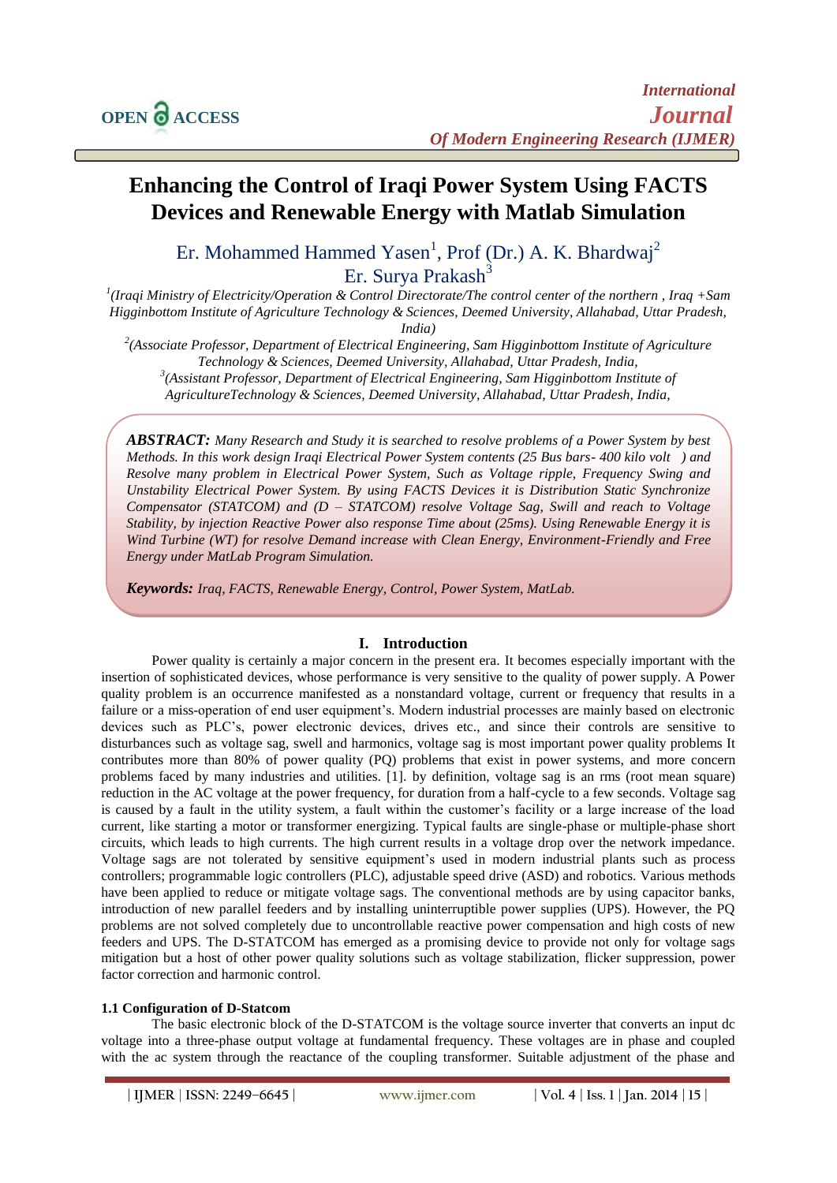# Enhancing the Control of Iraqi Power System Using FACTS Devices and Renewable Energy with Matlab Simulation

Er. Mohammed Hammed Yasen[1], Prof (Dr.) A. K. Bhardwaj[2]
Er. Surya Prakash[3]

[1](Iraqi Ministry of Electricity/Operation & Control Directorate/The control center of the northern , Iraq +Sam Higginbottom Institute of Agriculture Technology & Sciences, Deemed University, Allahabad, Uttar Pradesh, India)

[2](Associate Professor, Department of Electrical Engineering, Sam Higginbottom Institute of Agriculture Technology & Sciences, Deemed University, Allahabad, Uttar Pradesh, India,

[3](Assistant Professor, Department of Electrical Engineering, Sam Higginbottom Institute of AgricultureTechnology & Sciences, Deemed University, Allahabad, Uttar Pradesh, India,

***ABSTRACT:*** *Many Research and Study it is searched to resolve problems of a Power System by best Methods. In this work design Iraqi Electrical Power System contents (25 Bus bars- 400 kilo volt ) and Resolve many problem in Electrical Power System, Such as Voltage ripple, Frequency Swing and Unstability Electrical Power System. By using FACTS Devices it is Distribution Static Synchronize Compensator (STATCOM) and (D – STATCOM) resolve Voltage Sag, Swill and reach to Voltage Stability, by injection Reactive Power also response Time about (25ms). Using Renewable Energy it is Wind Turbine (WT) for resolve Demand increase with Clean Energy, Environment-Friendly and Free Energy under MatLab Program Simulation.*

***Keywords:*** *Iraq, FACTS, Renewable Energy, Control, Power System, MatLab.*

## I. Introduction

Power quality is certainly a major concern in the present era. It becomes especially important with the insertion of sophisticated devices, whose performance is very sensitive to the quality of power supply. A Power quality problem is an occurrence manifested as a nonstandard voltage, current or frequency that results in a failure or a miss-operation of end user equipment's. Modern industrial processes are mainly based on electronic devices such as PLC's, power electronic devices, drives etc., and since their controls are sensitive to disturbances such as voltage sag, swell and harmonics, voltage sag is most important power quality problems It contributes more than 80% of power quality (PQ) problems that exist in power systems, and more concern problems faced by many industries and utilities. [1]. by definition, voltage sag is an rms (root mean square) reduction in the AC voltage at the power frequency, for duration from a half-cycle to a few seconds. Voltage sag is caused by a fault in the utility system, a fault within the customer's facility or a large increase of the load current, like starting a motor or transformer energizing. Typical faults are single-phase or multiple-phase short circuits, which leads to high currents. The high current results in a voltage drop over the network impedance. Voltage sags are not tolerated by sensitive equipment's used in modern industrial plants such as process controllers; programmable logic controllers (PLC), adjustable speed drive (ASD) and robotics. Various methods have been applied to reduce or mitigate voltage sags. The conventional methods are by using capacitor banks, introduction of new parallel feeders and by installing uninterruptible power supplies (UPS). However, the PQ problems are not solved completely due to uncontrollable reactive power compensation and high costs of new feeders and UPS. The D-STATCOM has emerged as a promising device to provide not only for voltage sags mitigation but a host of other power quality solutions such as voltage stabilization, flicker suppression, power factor correction and harmonic control.

### 1.1 Configuration of D-Statcom

The basic electronic block of the D-STATCOM is the voltage source inverter that converts an input dc voltage into a three-phase output voltage at fundamental frequency. These voltages are in phase and coupled with the ac system through the reactance of the coupling transformer. Suitable adjustment of the phase and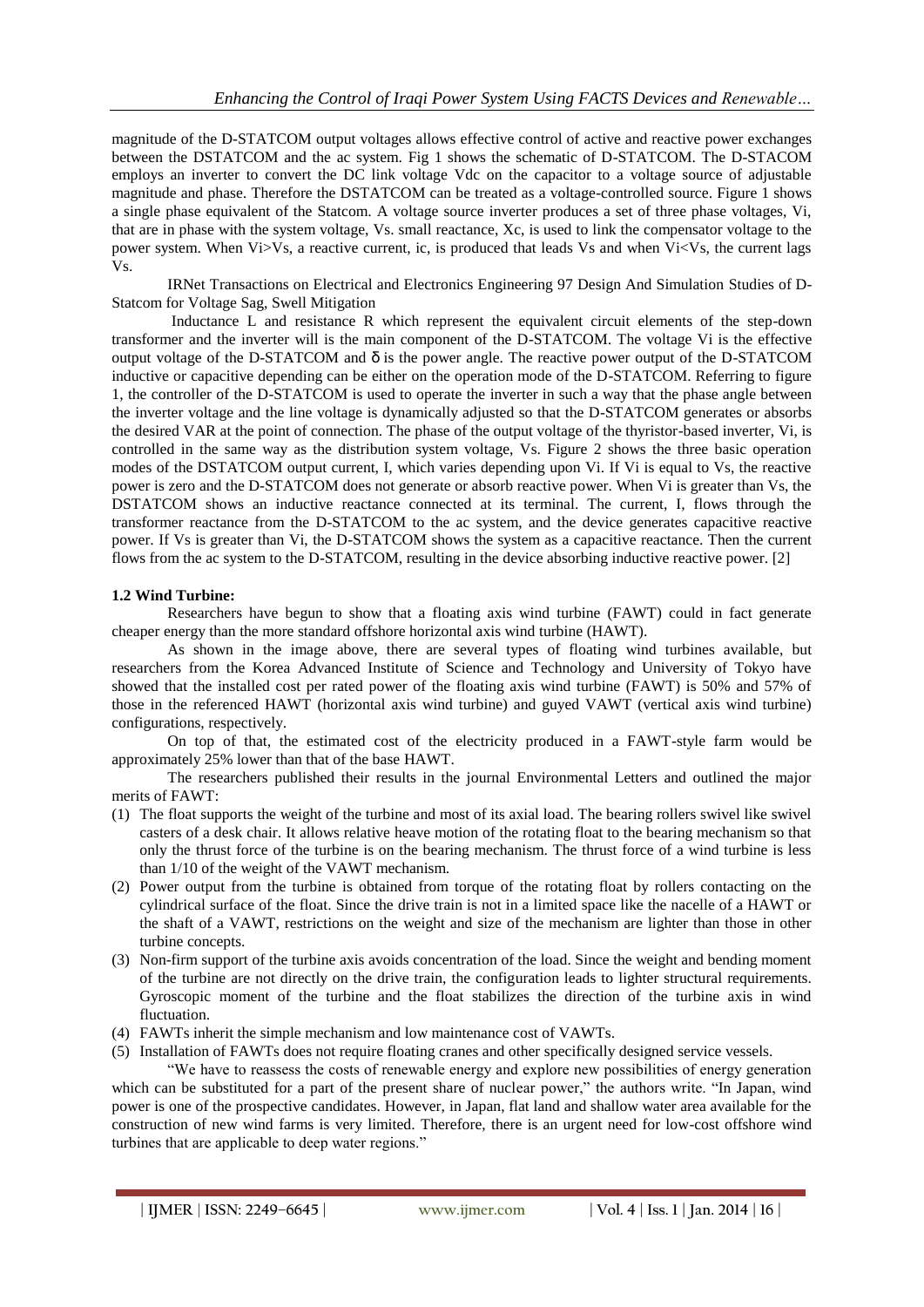magnitude of the D-STATCOM output voltages allows effective control of active and reactive power exchanges between the DSTATCOM and the ac system. Fig 1 shows the schematic of D-STATCOM. The D-STACOM employs an inverter to convert the DC link voltage Vdc on the capacitor to a voltage source of adjustable magnitude and phase. Therefore the DSTATCOM can be treated as a voltage-controlled source. Figure 1 shows a single phase equivalent of the Statcom. A voltage source inverter produces a set of three phase voltages, Vi, that are in phase with the system voltage, Vs. small reactance, Xc, is used to link the compensator voltage to the power system. When Vi>Vs, a reactive current, ic, is produced that leads Vs and when Vi<Vs, the current lags Vs.

IRNet Transactions on Electrical and Electronics Engineering 97 Design And Simulation Studies of D-Statcom for Voltage Sag, Swell Mitigation

Inductance L and resistance R which represent the equivalent circuit elements of the step-down transformer and the inverter will is the main component of the D-STATCOM. The voltage Vi is the effective output voltage of the D-STATCOM and δ is the power angle. The reactive power output of the D-STATCOM inductive or capacitive depending can be either on the operation mode of the D-STATCOM. Referring to figure 1, the controller of the D-STATCOM is used to operate the inverter in such a way that the phase angle between the inverter voltage and the line voltage is dynamically adjusted so that the D-STATCOM generates or absorbs the desired VAR at the point of connection. The phase of the output voltage of the thyristor-based inverter, Vi, is controlled in the same way as the distribution system voltage, Vs. Figure 2 shows the three basic operation modes of the DSTATCOM output current, I, which varies depending upon Vi. If Vi is equal to Vs, the reactive power is zero and the D-STATCOM does not generate or absorb reactive power. When Vi is greater than Vs, the DSTATCOM shows an inductive reactance connected at its terminal. The current, I, flows through the transformer reactance from the D-STATCOM to the ac system, and the device generates capacitive reactive power. If Vs is greater than Vi, the D-STATCOM shows the system as a capacitive reactance. Then the current flows from the ac system to the D-STATCOM, resulting in the device absorbing inductive reactive power. [2]

### 1.2 Wind Turbine:

Researchers have begun to show that a floating axis wind turbine (FAWT) could in fact generate cheaper energy than the more standard offshore horizontal axis wind turbine (HAWT).

As shown in the image above, there are several types of floating wind turbines available, but researchers from the Korea Advanced Institute of Science and Technology and University of Tokyo have showed that the installed cost per rated power of the floating axis wind turbine (FAWT) is 50% and 57% of those in the referenced HAWT (horizontal axis wind turbine) and guyed VAWT (vertical axis wind turbine) configurations, respectively.

On top of that, the estimated cost of the electricity produced in a FAWT-style farm would be approximately 25% lower than that of the base HAWT.

The researchers published their results in the journal Environmental Letters and outlined the major merits of FAWT:

(1) The float supports the weight of the turbine and most of its axial load. The bearing rollers swivel like swivel casters of a desk chair. It allows relative heave motion of the rotating float to the bearing mechanism so that only the thrust force of the turbine is on the bearing mechanism. The thrust force of a wind turbine is less than 1/10 of the weight of the VAWT mechanism.
(2) Power output from the turbine is obtained from torque of the rotating float by rollers contacting on the cylindrical surface of the float. Since the drive train is not in a limited space like the nacelle of a HAWT or the shaft of a VAWT, restrictions on the weight and size of the mechanism are lighter than those in other turbine concepts.
(3) Non-firm support of the turbine axis avoids concentration of the load. Since the weight and bending moment of the turbine are not directly on the drive train, the configuration leads to lighter structural requirements. Gyroscopic moment of the turbine and the float stabilizes the direction of the turbine axis in wind fluctuation.
(4) FAWTs inherit the simple mechanism and low maintenance cost of VAWTs.
(5) Installation of FAWTs does not require floating cranes and other specifically designed service vessels.

"We have to reassess the costs of renewable energy and explore new possibilities of energy generation which can be substituted for a part of the present share of nuclear power," the authors write. "In Japan, wind power is one of the prospective candidates. However, in Japan, flat land and shallow water area available for the construction of new wind farms is very limited. Therefore, there is an urgent need for low-cost offshore wind turbines that are applicable to deep water regions."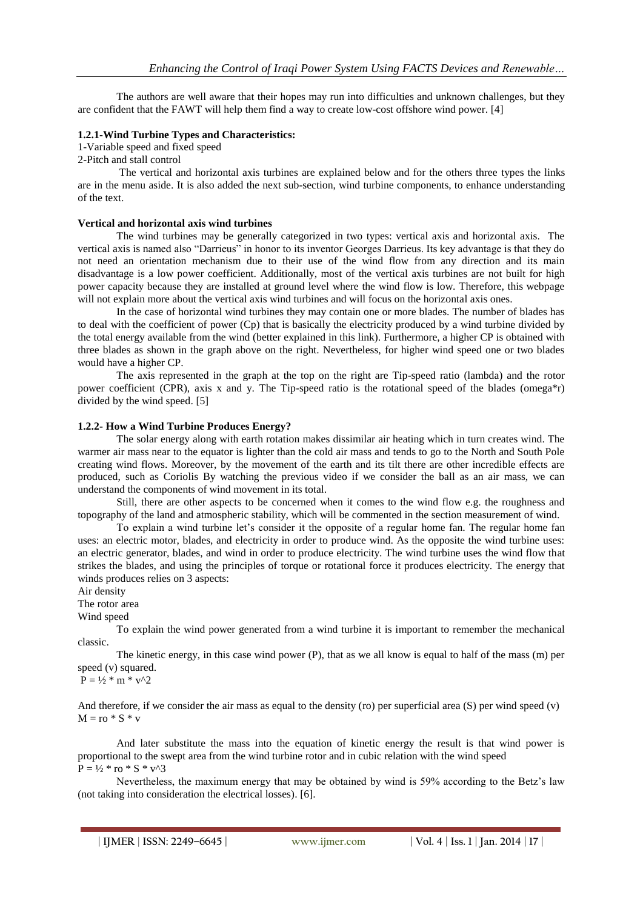The authors are well aware that their hopes may run into difficulties and unknown challenges, but they are confident that the FAWT will help them find a way to create low-cost offshore wind power. [4]

### 1.2.1-Wind Turbine Types and Characteristics:

1-Variable speed and fixed speed

2-Pitch and stall control

The vertical and horizontal axis turbines are explained below and for the others three types the links are in the menu aside. It is also added the next sub-section, wind turbine components, to enhance understanding of the text.

**Vertical and horizontal axis wind turbines**

The wind turbines may be generally categorized in two types: vertical axis and horizontal axis. The vertical axis is named also "Darrieus" in honor to its inventor Georges Darrieus. Its key advantage is that they do not need an orientation mechanism due to their use of the wind flow from any direction and its main disadvantage is a low power coefficient. Additionally, most of the vertical axis turbines are not built for high power capacity because they are installed at ground level where the wind flow is low. Therefore, this webpage will not explain more about the vertical axis wind turbines and will focus on the horizontal axis ones.

In the case of horizontal wind turbines they may contain one or more blades. The number of blades has to deal with the coefficient of power (Cp) that is basically the electricity produced by a wind turbine divided by the total energy available from the wind (better explained in this link). Furthermore, a higher CP is obtained with three blades as shown in the graph above on the right. Nevertheless, for higher wind speed one or two blades would have a higher CP.

The axis represented in the graph at the top on the right are Tip-speed ratio (lambda) and the rotor power coefficient (CPR), axis x and y. The Tip-speed ratio is the rotational speed of the blades (omega*r) divided by the wind speed. [5]

### 1.2.2- How a Wind Turbine Produces Energy?

The solar energy along with earth rotation makes dissimilar air heating which in turn creates wind. The warmer air mass near to the equator is lighter than the cold air mass and tends to go to the North and South Pole creating wind flows. Moreover, by the movement of the earth and its tilt there are other incredible effects are produced, such as Coriolis By watching the previous video if we consider the ball as an air mass, we can understand the components of wind movement in its total.

Still, there are other aspects to be concerned when it comes to the wind flow e.g. the roughness and topography of the land and atmospheric stability, which will be commented in the section measurement of wind.

To explain a wind turbine let's consider it the opposite of a regular home fan. The regular home fan uses: an electric motor, blades, and electricity in order to produce wind. As the opposite the wind turbine uses: an electric generator, blades, and wind in order to produce electricity. The wind turbine uses the wind flow that strikes the blades, and using the principles of torque or rotational force it produces electricity. The energy that winds produces relies on 3 aspects:

Air density

The rotor area

Wind speed

To explain the wind power generated from a wind turbine it is important to remember the mechanical classic.

The kinetic energy, in this case wind power (P), that as we all know is equal to half of the mass (m) per speed (v) squared.

$$P = \frac{1}{2} * m * v^2$$

And therefore, if we consider the air mass as equal to the density (ro) per superficial area (S) per wind speed (v)

$$M = ro * S * v$$

And later substitute the mass into the equation of kinetic energy the result is that wind power is proportional to the swept area from the wind turbine rotor and in cubic relation with the wind speed

$$P = \frac{1}{2} * ro * S * v^3$$

Nevertheless, the maximum energy that may be obtained by wind is 59% according to the Betz's law (not taking into consideration the electrical losses). [6].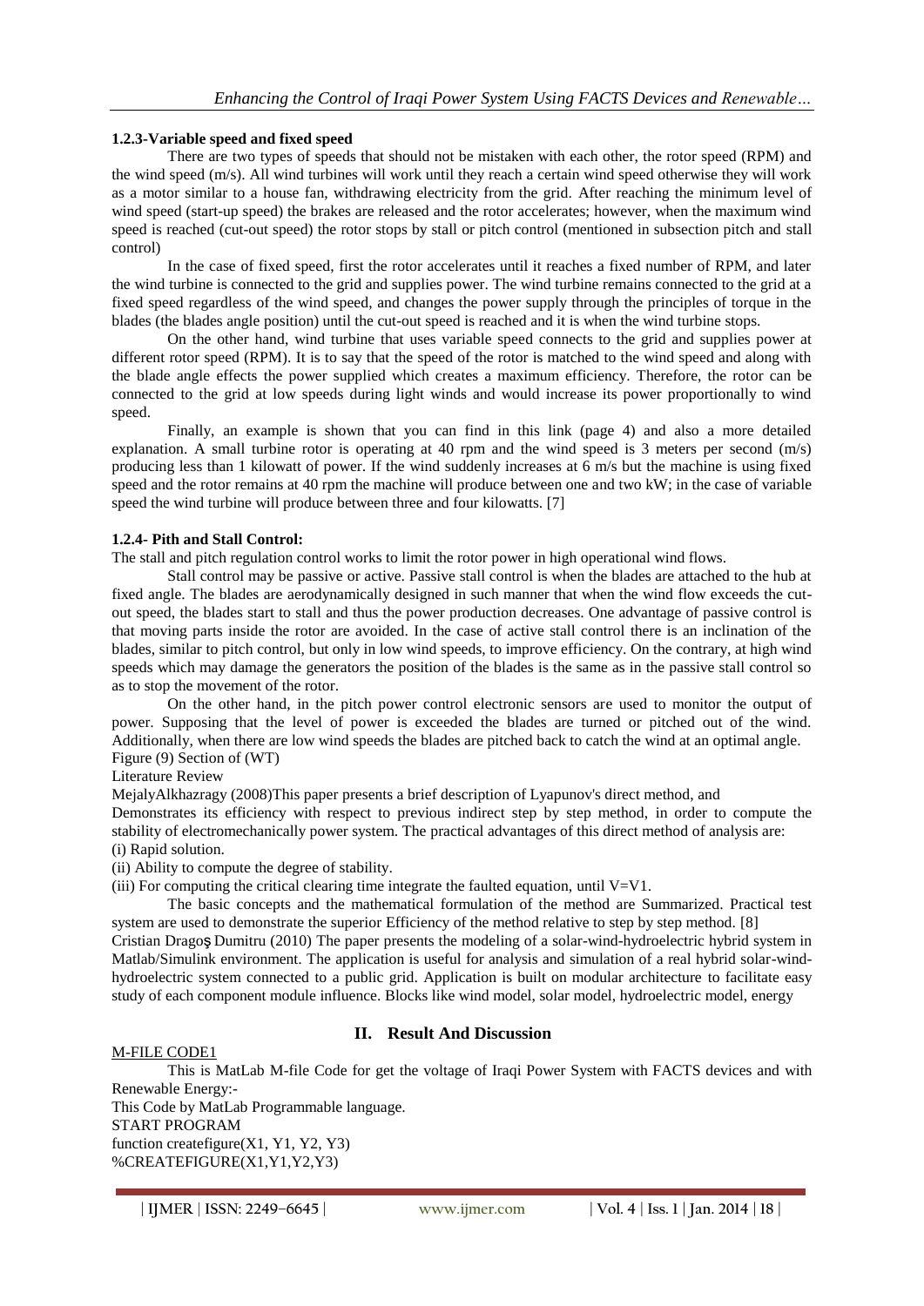### 1.2.3-Variable speed and fixed speed

There are two types of speeds that should not be mistaken with each other, the rotor speed (RPM) and the wind speed (m/s). All wind turbines will work until they reach a certain wind speed otherwise they will work as a motor similar to a house fan, withdrawing electricity from the grid. After reaching the minimum level of wind speed (start-up speed) the brakes are released and the rotor accelerates; however, when the maximum wind speed is reached (cut-out speed) the rotor stops by stall or pitch control (mentioned in subsection pitch and stall control)

In the case of fixed speed, first the rotor accelerates until it reaches a fixed number of RPM, and later the wind turbine is connected to the grid and supplies power. The wind turbine remains connected to the grid at a fixed speed regardless of the wind speed, and changes the power supply through the principles of torque in the blades (the blades angle position) until the cut-out speed is reached and it is when the wind turbine stops.

On the other hand, wind turbine that uses variable speed connects to the grid and supplies power at different rotor speed (RPM). It is to say that the speed of the rotor is matched to the wind speed and along with the blade angle effects the power supplied which creates a maximum efficiency. Therefore, the rotor can be connected to the grid at low speeds during light winds and would increase its power proportionally to wind speed.

Finally, an example is shown that you can find in this link (page 4) and also a more detailed explanation. A small turbine rotor is operating at 40 rpm and the wind speed is 3 meters per second (m/s) producing less than 1 kilowatt of power. If the wind suddenly increases at 6 m/s but the machine is using fixed speed and the rotor remains at 40 rpm the machine will produce between one and two kW; in the case of variable speed the wind turbine will produce between three and four kilowatts. [7]

### 1.2.4- Pith and Stall Control:

The stall and pitch regulation control works to limit the rotor power in high operational wind flows.

Stall control may be passive or active. Passive stall control is when the blades are attached to the hub at fixed angle. The blades are aerodynamically designed in such manner that when the wind flow exceeds the cut-out speed, the blades start to stall and thus the power production decreases. One advantage of passive control is that moving parts inside the rotor are avoided. In the case of active stall control there is an inclination of the blades, similar to pitch control, but only in low wind speeds, to improve efficiency. On the contrary, at high wind speeds which may damage the generators the position of the blades is the same as in the passive stall control so as to stop the movement of the rotor.

On the other hand, in the pitch power control electronic sensors are used to monitor the output of power. Supposing that the level of power is exceeded the blades are turned or pitched out of the wind. Additionally, when there are low wind speeds the blades are pitched back to catch the wind at an optimal angle.

Figure (9) Section of (WT)

Literature Review

MejalyAlkhazragy (2008)This paper presents a brief description of Lyapunov's direct method, and Demonstrates its efficiency with respect to previous indirect step by step method, in order to compute the stability of electromechanically power system. The practical advantages of this direct method of analysis are:

(i) Rapid solution.

(ii) Ability to compute the degree of stability.

(iii) For computing the critical clearing time integrate the faulted equation, until V=V1.

The basic concepts and the mathematical formulation of the method are Summarized. Practical test system are used to demonstrate the superior Efficiency of the method relative to step by step method. [8]

Cristian Dragoş Dumitru (2010) The paper presents the modeling of a solar-wind-hydroelectric hybrid system in Matlab/Simulink environment. The application is useful for analysis and simulation of a real hybrid solar-wind-hydroelectric system connected to a public grid. Application is built on modular architecture to facilitate easy study of each component module influence. Blocks like wind model, solar model, hydroelectric model, energy

## II. Result And Discussion

M-FILE CODE1

This is MatLab M-file Code for get the voltage of Iraqi Power System with FACTS devices and with Renewable Energy:-

This Code by MatLab Programmable language.

```
START PROGRAM
function createfigure(X1, Y1, Y2, Y3)
%CREATEFIGURE(X1,Y1,Y2,Y3)
```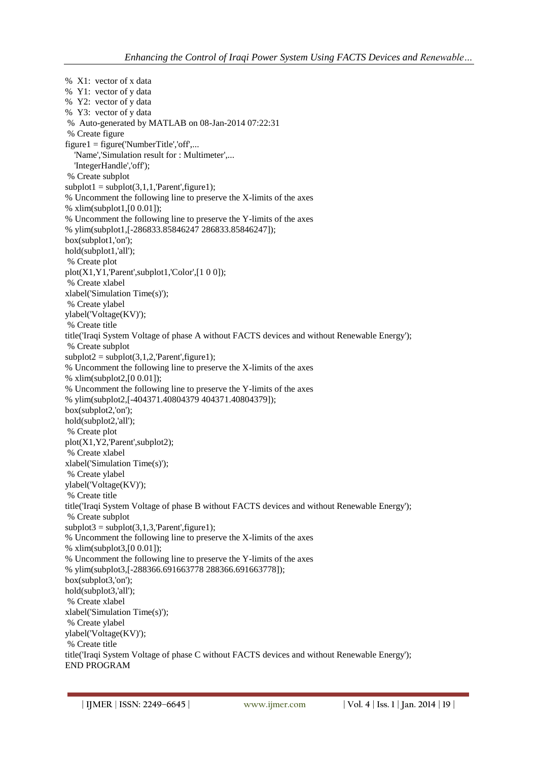```
% X1: vector of x data
% Y1: vector of y data
% Y2: vector of y data
% Y3: vector of y data
 % Auto-generated by MATLAB on 08-Jan-2014 07:22:31
 % Create figure
figure1 = figure('NumberTitle','off',...
   'Name','Simulation result for : Multimeter',...
   'IntegerHandle','off');
 % Create subplot
subplot1 = subplot(3,1,1,'Parent',figure1);
% Uncomment the following line to preserve the X-limits of the axes
% xlim(subplot1,[0 0.01]);
% Uncomment the following line to preserve the Y-limits of the axes
% ylim(subplot1,[-286833.85846247 286833.85846247]);
box(subplot1,'on');
hold(subplot1,'all');
 % Create plot
plot(X1,Y1,'Parent',subplot1,'Color',[1 0 0]);
 % Create xlabel
xlabel('Simulation Time(s)');
 % Create ylabel
ylabel('Voltage(KV)');
 % Create title
title('Iraqi System Voltage of phase A without FACTS devices and without Renewable Energy');
 % Create subplot
subplot2 = subplot(3,1,2,'Parent',figure1);
% Uncomment the following line to preserve the X-limits of the axes
% xlim(subplot2,[0 0.01]);
% Uncomment the following line to preserve the Y-limits of the axes
% ylim(subplot2,[-404371.40804379 404371.40804379]);
box(subplot2,'on');
hold(subplot2,'all');
 % Create plot
plot(X1,Y2,'Parent',subplot2);
 % Create xlabel
xlabel('Simulation Time(s)');
 % Create ylabel
ylabel('Voltage(KV)');
 % Create title
title('Iraqi System Voltage of phase B without FACTS devices and without Renewable Energy');
 % Create subplot
subplot3 = subplot(3,1,3,'Parent',figure1);
% Uncomment the following line to preserve the X-limits of the axes
% xlim(subplot3,[0 0.01]);
% Uncomment the following line to preserve the Y-limits of the axes
% ylim(subplot3,[-288366.691663778 288366.691663778]);
box(subplot3,'on');
hold(subplot3,'all');
 % Create xlabel
xlabel('Simulation Time(s)');
 % Create ylabel
ylabel('Voltage(KV)');
 % Create title
title('Iraqi System Voltage of phase C without FACTS devices and without Renewable Energy');
END PROGRAM
```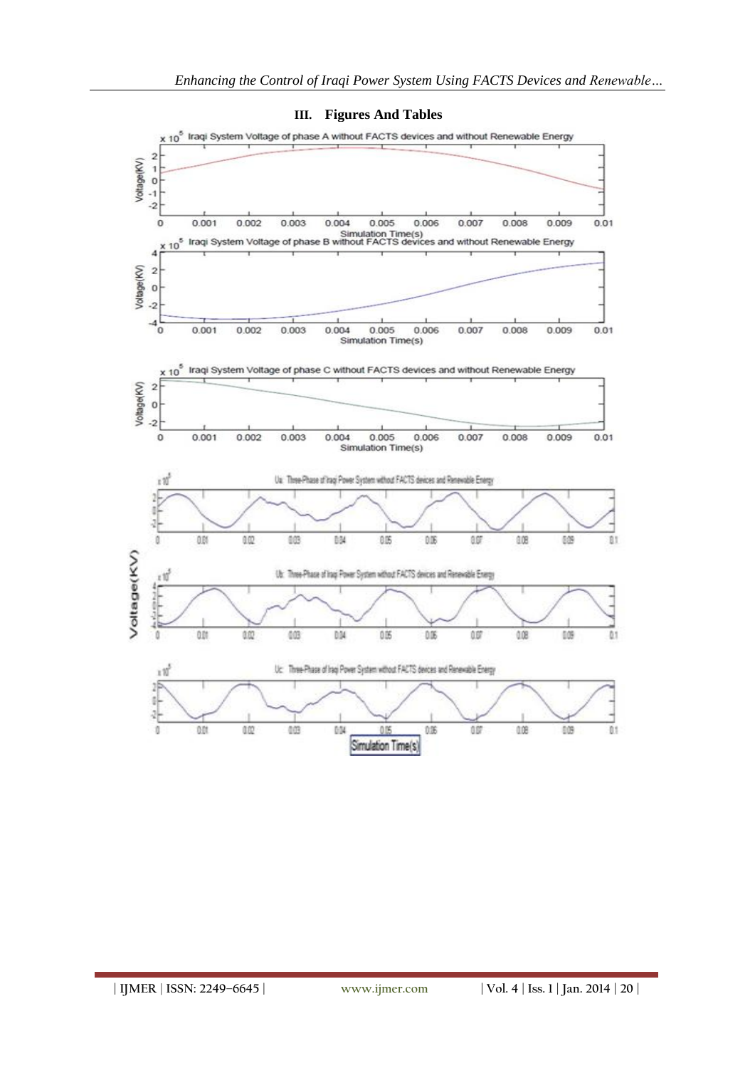## III. Figures And Tables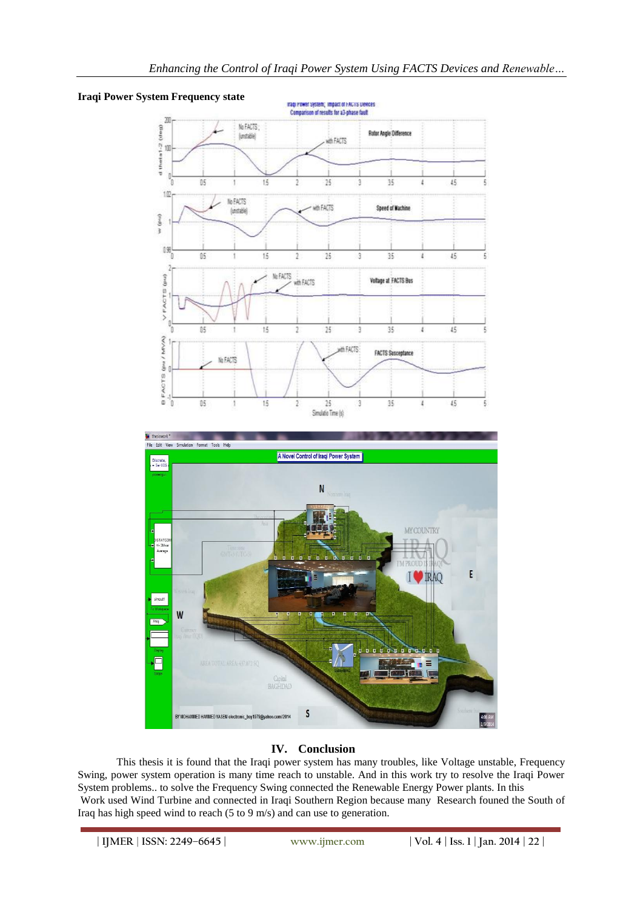**Iraqi Power System Frequency state**

## IV. Conclusion

This thesis it is found that the Iraqi power system has many troubles, like Voltage unstable, Frequency Swing, power system operation is many time reach to unstable. And in this work try to resolve the Iraqi Power System problems.. to solve the Frequency Swing connected the Renewable Energy Power plants. In this Work used Wind Turbine and connected in Iraqi Southern Region because many Research founed the South of Iraq has high speed wind to reach (5 to 9 m/s) and can use to generation.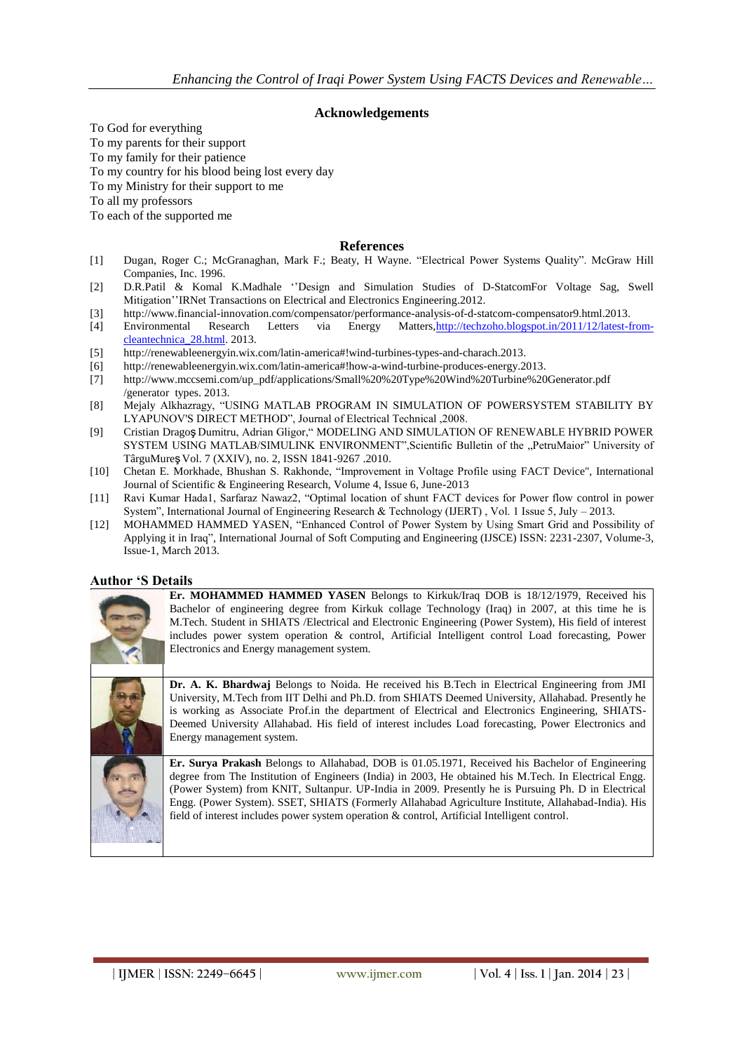## Acknowledgements

To God for everything
To my parents for their support
To my family for their patience
To my country for his blood being lost every day
To my Ministry for their support to me
To all my professors
To each of the supported me

## References

[1] Dugan, Roger C.; McGranaghan, Mark F.; Beaty, H Wayne. "Electrical Power Systems Quality". McGraw Hill Companies, Inc. 1996.

[2] D.R.Patil & Komal K.Madhale ''Design and Simulation Studies of D-StatcomFor Voltage Sag, Swell Mitigation''IRNet Transactions on Electrical and Electronics Engineering.2012.

[3] http://www.financial-innovation.com/compensator/performance-analysis-of-d-statcom-compensator9.html.2013.

[4] Environmental Research Letters via Energy Matters,http://techzoho.blogspot.in/2011/12/latest-from-cleantechnica_28.html. 2013.

[5] http://renewableenergyin.wix.com/latin-america#!wind-turbines-types-and-charach.2013.

[6] http://renewableenergyin.wix.com/latin-america#!how-a-wind-turbine-produces-energy.2013.

[7] http://www.mccsemi.com/up_pdf/applications/Small%20%20Type%20Wind%20Turbine%20Generator.pdf /generator types. 2013.

[8] Mejaly Alkhazragy, "USING MATLAB PROGRAM IN SIMULATION OF POWERSYSTEM STABILITY BY LYAPUNOV'S DIRECT METHOD", Journal of Electrical Technical ,2008.

[9] Cristian Dragoş Dumitru, Adrian Gligor," MODELING AND SIMULATION OF RENEWABLE HYBRID POWER SYSTEM USING MATLAB/SIMULINK ENVIRONMENT",Scientific Bulletin of the „PetruMaior" University of TârguMureş Vol. 7 (XXIV), no. 2, ISSN 1841-9267 .2010.

[10] Chetan E. Morkhade, Bhushan S. Rakhonde, "Improvement in Voltage Profile using FACT Device", International Journal of Scientific & Engineering Research, Volume 4, Issue 6, June-2013

[11] Ravi Kumar Hada1, Sarfaraz Nawaz2, "Optimal location of shunt FACT devices for Power flow control in power System", International Journal of Engineering Research & Technology (IJERT) , Vol. 1 Issue 5, July – 2013.

[12] MOHAMMED HAMMED YASEN, "Enhanced Control of Power System by Using Smart Grid and Possibility of Applying it in Iraq", International Journal of Soft Computing and Engineering (IJSCE) ISSN: 2231-2307, Volume-3, Issue-1, March 2013.

## Author 'S Details

**Er. MOHAMMED HAMMED YASEN** Belongs to Kirkuk/Iraq DOB is 18/12/1979, Received his Bachelor of engineering degree from Kirkuk collage Technology (Iraq) in 2007, at this time he is M.Tech. Student in SHIATS /Electrical and Electronic Engineering (Power System), His field of interest includes power system operation & control, Artificial Intelligent control Load forecasting, Power Electronics and Energy management system.

**Dr. A. K. Bhardwaj** Belongs to Noida. He received his B.Tech in Electrical Engineering from JMI University, M.Tech from IIT Delhi and Ph.D. from SHIATS Deemed University, Allahabad. Presently he is working as Associate Prof.in the department of Electrical and Electronics Engineering, SHIATS-Deemed University Allahabad. His field of interest includes Load forecasting, Power Electronics and Energy management system.

**Er. Surya Prakash** Belongs to Allahabad, DOB is 01.05.1971, Received his Bachelor of Engineering degree from The Institution of Engineers (India) in 2003, He obtained his M.Tech. In Electrical Engg. (Power System) from KNIT, Sultanpur. UP-India in 2009. Presently he is Pursuing Ph. D in Electrical Engg. (Power System). SSET, SHIATS (Formerly Allahabad Agriculture Institute, Allahabad-India). His field of interest includes power system operation & control, Artificial Intelligent control.